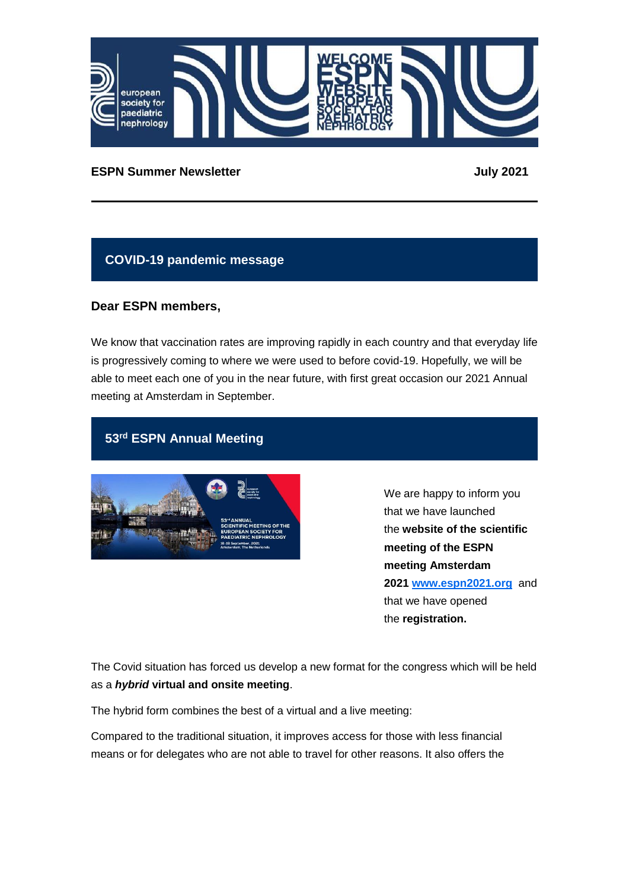**ESPN Summer Newsletter** **July 2021**

## COVID-19 pandemic message

**Dear ESPN members,**

We know that vaccination rates are improving rapidly in each country and that everyday life is progressively coming to where we were used to before covid-19. Hopefully, we will be able to meet each one of you in the near future, with first great occasion our 2021 Annual meeting at Amsterdam in September.

## 53rd ESPN Annual Meeting

We are happy to inform you that we have launched the **website of the scientific meeting of the ESPN meeting Amsterdam 2021 [www.espn2021.org](http://www.espn2021.org)** and that we have opened the **registration.**

The Covid situation has forced us develop a new format for the congress which will be held as a ***hybrid* virtual and onsite meeting**.

The hybrid form combines the best of a virtual and a live meeting:

Compared to the traditional situation, it improves access for those with less financial means or for delegates who are not able to travel for other reasons. It also offers the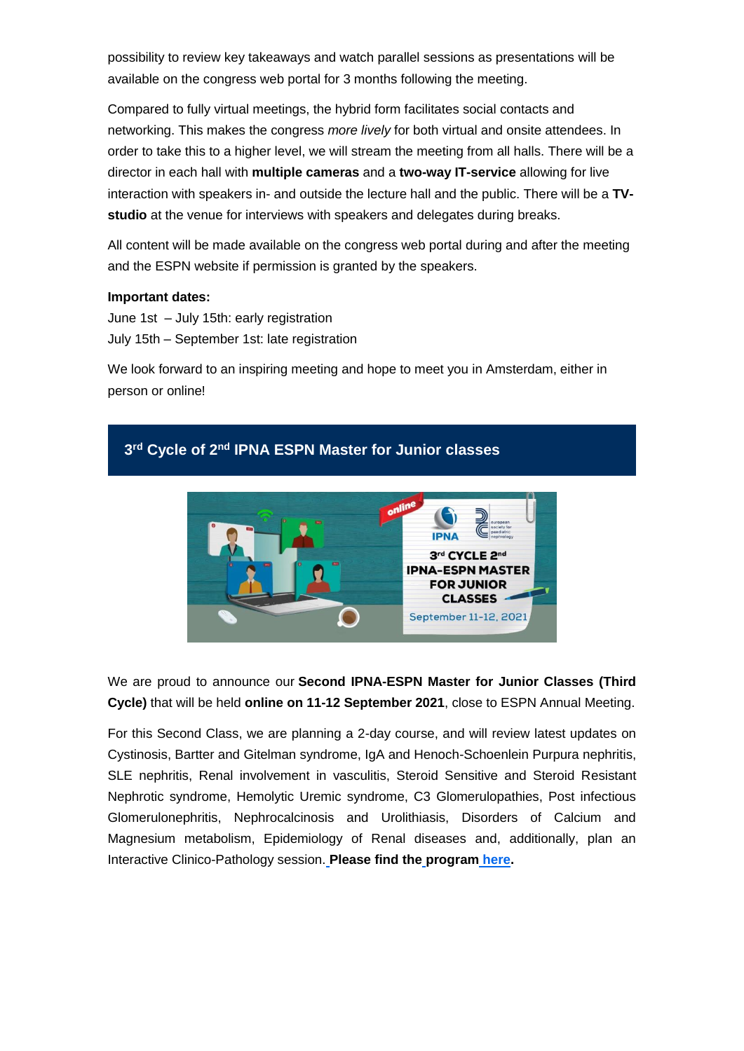possibility to review key takeaways and watch parallel sessions as presentations will be available on the congress web portal for 3 months following the meeting.

Compared to fully virtual meetings, the hybrid form facilitates social contacts and networking. This makes the congress *more lively* for both virtual and onsite attendees. In order to take this to a higher level, we will stream the meeting from all halls. There will be a director in each hall with **multiple cameras** and a **two-way IT-service** allowing for live interaction with speakers in- and outside the lecture hall and the public. There will be a **TV-studio** at the venue for interviews with speakers and delegates during breaks.

All content will be made available on the congress web portal during and after the meeting and the ESPN website if permission is granted by the speakers.

**Important dates:**
June 1st – July 15th: early registration
July 15th – September 1st: late registration

We look forward to an inspiring meeting and hope to meet you in Amsterdam, either in person or online!

## 3rd Cycle of 2nd IPNA ESPN Master for Junior classes

We are proud to announce our **Second IPNA-ESPN Master for Junior Classes (Third Cycle)** that will be held **online on 11-12 September 2021**, close to ESPN Annual Meeting.

For this Second Class, we are planning a 2-day course, and will review latest updates on Cystinosis, Bartter and Gitelman syndrome, IgA and Henoch-Schoenlein Purpura nephritis, SLE nephritis, Renal involvement in vasculitis, Steroid Sensitive and Steroid Resistant Nephrotic syndrome, Hemolytic Uremic syndrome, C3 Glomerulopathies, Post infectious Glomerulonephritis, Nephrocalcinosis and Urolithiasis, Disorders of Calcium and Magnesium metabolism, Epidemiology of Renal diseases and, additionally, plan an Interactive Clinico-Pathology session. **Please find the program here.**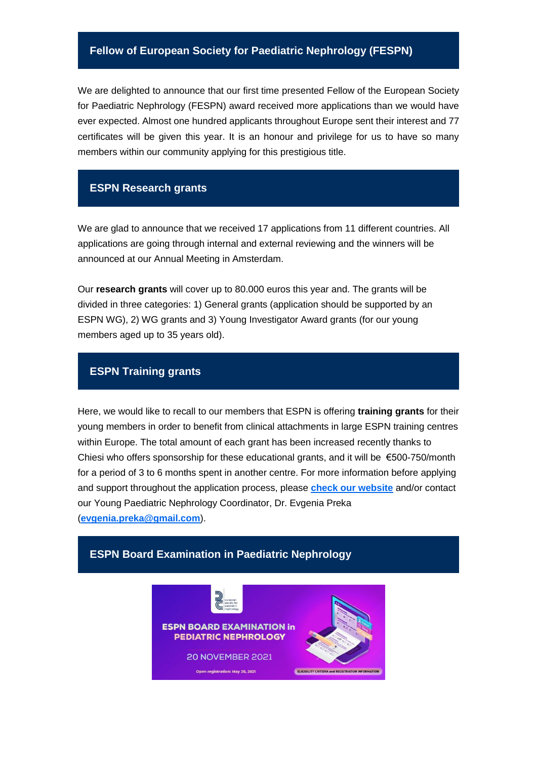## Fellow of European Society for Paediatric Nephrology (FESPN)

We are delighted to announce that our first time presented Fellow of the European Society for Paediatric Nephrology (FESPN) award received more applications than we would have ever expected. Almost one hundred applicants throughout Europe sent their interest and 77 certificates will be given this year. It is an honour and privilege for us to have so many members within our community applying for this prestigious title.

## ESPN Research grants

We are glad to announce that we received 17 applications from 11 different countries. All applications are going through internal and external reviewing and the winners will be announced at our Annual Meeting in Amsterdam.

Our **research grants** will cover up to 80.000 euros this year and. The grants will be divided in three categories: 1) General grants (application should be supported by an ESPN WG), 2) WG grants and 3) Young Investigator Award grants (for our young members aged up to 35 years old).

## ESPN Training grants

Here, we would like to recall to our members that ESPN is offering **training grants** for their young members in order to benefit from clinical attachments in large ESPN training centres within Europe. The total amount of each grant has been increased recently thanks to Chiesi who offers sponsorship for these educational grants, and it will be €500-750/month for a period of 3 to 6 months spent in another centre. For more information before applying and support throughout the application process, please **check our website** and/or contact our Young Paediatric Nephrology Coordinator, Dr. Evgenia Preka (**evgenia.preka@gmail.com**).

## ESPN Board Examination in Paediatric Nephrology

ESPN BOARD EXAMINATION in PEDIATRIC NEPHROLOGY

20 NOVEMBER 2021

Open registration: May 20, 2021

ELIGIBILITY CRITERIA and REGISTRATION INFORMATION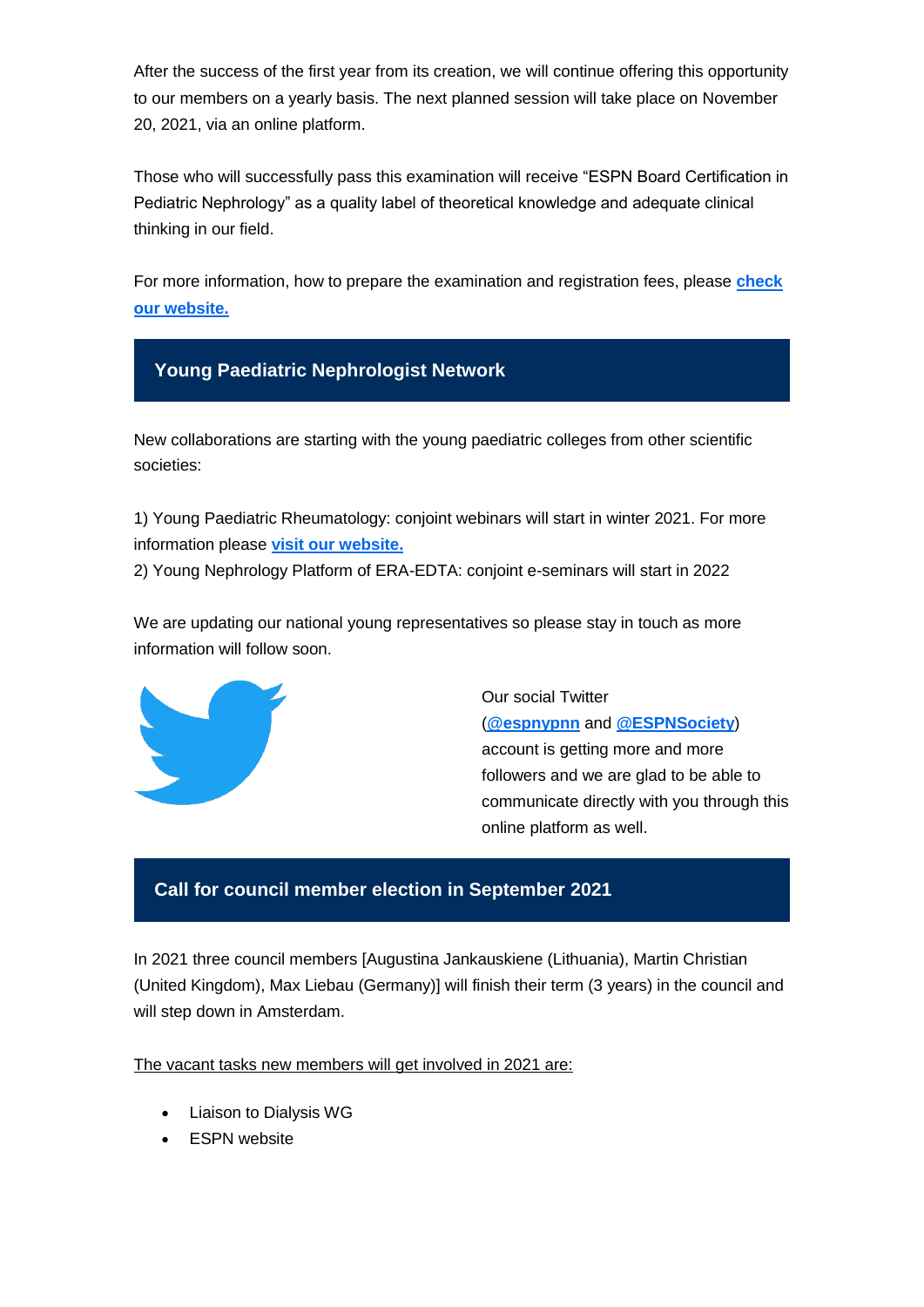After the success of the first year from its creation, we will continue offering this opportunity to our members on a yearly basis. The next planned session will take place on November 20, 2021, via an online platform.

Those who will successfully pass this examination will receive "ESPN Board Certification in Pediatric Nephrology" as a quality label of theoretical knowledge and adequate clinical thinking in our field.

For more information, how to prepare the examination and registration fees, please **check our website.**

## Young Paediatric Nephrologist Network

New collaborations are starting with the young paediatric colleges from other scientific societies:

1) Young Paediatric Rheumatology: conjoint webinars will start in winter 2021. For more information please **visit our website.**
2) Young Nephrology Platform of ERA-EDTA: conjoint e-seminars will start in 2022

We are updating our national young representatives so please stay in touch as more information will follow soon.

Our social Twitter (**@espnypnn** and **@ESPNSociety**) account is getting more and more followers and we are glad to be able to communicate directly with you through this online platform as well.

## Call for council member election in September 2021

In 2021 three council members [Augustina Jankauskiene (Lithuania), Martin Christian (United Kingdom), Max Liebau (Germany)] will finish their term (3 years) in the council and will step down in Amsterdam.

The vacant tasks new members will get involved in 2021 are:

- Liaison to Dialysis WG
- ESPN website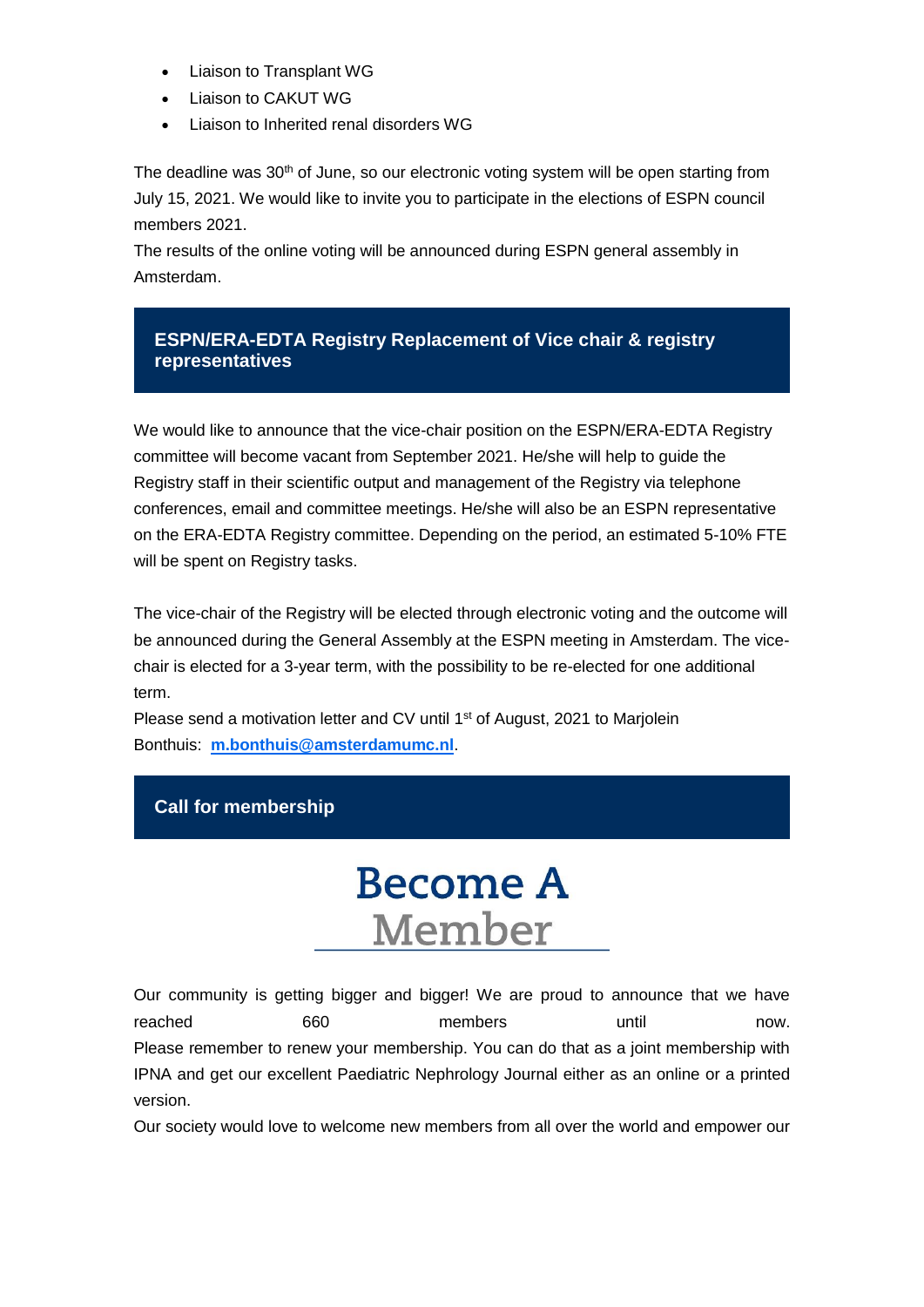- Liaison to Transplant WG
- Liaison to CAKUT WG
- Liaison to Inherited renal disorders WG

The deadline was 30th of June, so our electronic voting system will be open starting from July 15, 2021. We would like to invite you to participate in the elections of ESPN council members 2021.
The results of the online voting will be announced during ESPN general assembly in Amsterdam.

## ESPN/ERA-EDTA Registry Replacement of Vice chair & registry representatives

We would like to announce that the vice-chair position on the ESPN/ERA-EDTA Registry committee will become vacant from September 2021. He/she will help to guide the Registry staff in their scientific output and management of the Registry via telephone conferences, email and committee meetings. He/she will also be an ESPN representative on the ERA-EDTA Registry committee. Depending on the period, an estimated 5-10% FTE will be spent on Registry tasks.

The vice-chair of the Registry will be elected through electronic voting and the outcome will be announced during the General Assembly at the ESPN meeting in Amsterdam. The vice-chair is elected for a 3-year term, with the possibility to be re-elected for one additional term.
Please send a motivation letter and CV until 1st of August, 2021 to Marjolein Bonthuis: **m.bonthuis@amsterdamumc.nl**.

## Call for membership

# Become A Member

Our community is getting bigger and bigger! We are proud to announce that we have reached 660 members until now.
Please remember to renew your membership. You can do that as a joint membership with IPNA and get our excellent Paediatric Nephrology Journal either as an online or a printed version.
Our society would love to welcome new members from all over the world and empower our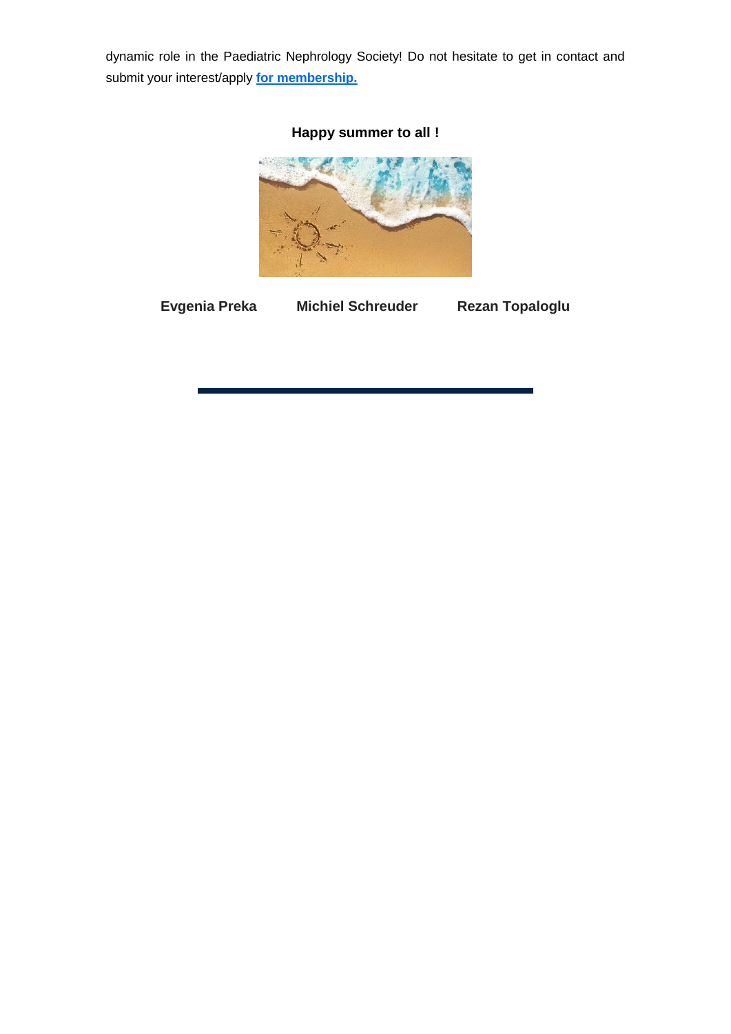dynamic role in the Paediatric Nephrology Society! Do not hesitate to get in contact and submit your interest/apply **for membership.**

**Happy summer to all !**

**Evgenia Preka** **Michiel Schreuder** **Rezan Topaloglu**